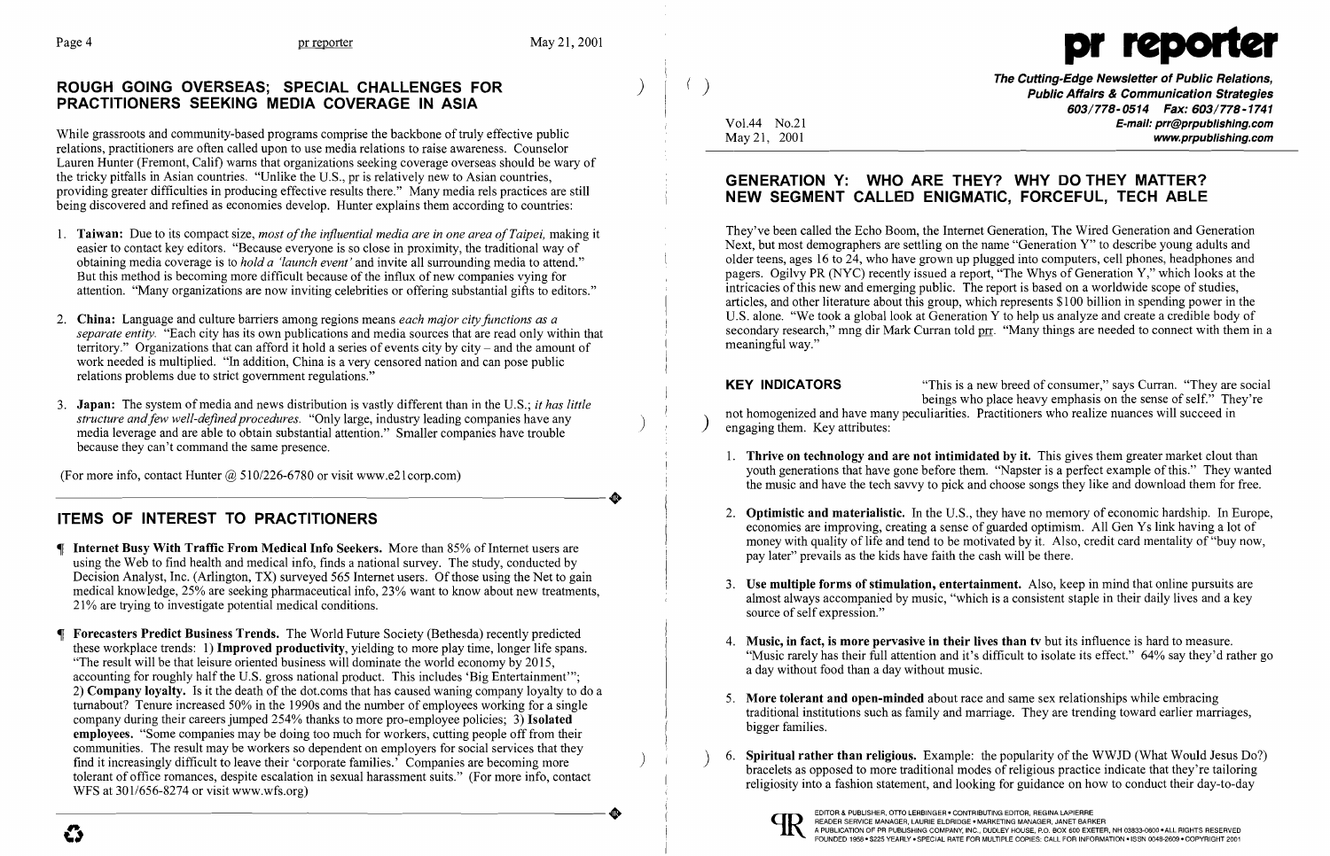## ROUGH GOING OVERSEAS; SPECIAL CHALLENGES FOR PRACTITIONERS SEEKING MEDIA COVERAGE IN ASIA

While grassroots and community-based programs comprise the backbone of truly effective public relations, practitioners are often called upon to use media relations to raise awareness. Counselor Lauren Hunter (Fremont, Calif) warns that organizations seeking coverage overseas should be wary of the tricky pitfalls in Asian countries. "Unlike the U.S., pr is relatively new to Asian countries, providing greater difficulties in producing effective results there." Many media rels practices are still being discovered and refined as economies develop. Hunter explains them according to countries:

1. **Taiwan:** Due to its compact size, *most of the influential media are in one area of Taipei,* making it easier to contact key editors. "Because everyone is so close in proximity, the traditional way of obtaining media coverage is to *hold a 'launch event'* and invite all surrounding media to attend." But this method is becoming more difficult because of the influx of new companies vying for attention. "Many organizations are now inviting celebrities or offering substantial gifts to editors."

2. **China:** Language and culture barriers among regions means *each major city functions as a separate entity.* "Each city has its own publications and media sources that are read only within that territory." Organizations that can afford it hold a series of events city by city – and the amount of work needed is multiplied. "In addition, China is a very censored nation and can pose public relations problems due to strict government regulations."

3. **Japan:** The system of media and news distribution is vastly different than in the U.S.; *it has little structure and few well-defined procedures.* "Only large, industry leading companies have any media leverage and are able to obtain substantial attention." Smaller companies have trouble because they can't command the same presence.

(For more info, contact Hunter @ 510/226-6780 or visit www.e21corp.com)

## ITEMS OF INTEREST TO PRACTITIONERS

¶ **Internet Busy With Traffic From Medical Info Seekers.** More than 85% of Internet users are using the Web to find health and medical info, finds a national survey. The study, conducted by Decision Analyst, Inc. (Arlington, TX) surveyed 565 Internet users. Of those using the Net to gain medical knowledge, 25% are seeking pharmaceutical info, 23% want to know about new treatments, 21% are trying to investigate potential medical conditions.

¶ **Forecasters Predict Business Trends.** The World Future Society (Bethesda) recently predicted these workplace trends: 1) **Improved productivity**, yielding to more play time, longer life spans. "The result will be that leisure oriented business will dominate the world economy by 2015, accounting for roughly half the U.S. gross national product. This includes 'Big Entertainment'"; 2) **Company loyalty.** Is it the death of the dot.coms that has caused waning company loyalty to do a turnabout? Tenure increased 50% in the 1990s and the number of employees working for a single company during their careers jumped 254% thanks to more pro-employee policies; 3) **Isolated employees.** "Some companies may be doing too much for workers, cutting people off from their communities. The result may be workers so dependent on employers for social services that they find it increasingly difficult to leave their 'corporate families.' Companies are becoming more tolerant of office romances, despite escalation in sexual harassment suits." (For more info, contact WFS at 301/656-8274 or visit www.wfs.org)

# pr reporter

**The Cutting-Edge Newsletter of Public Relations, Public Affairs & Communication Strategies**
**603/778-0514 Fax: 603/778-1741**
**E-mail: prr@prpublishing.com**
**www.prpublishing.com**

Vol.44 No.21
May 21, 2001

## GENERATION Y: WHO ARE THEY? WHY DO THEY MATTER? NEW SEGMENT CALLED ENIGMATIC, FORCEFUL, TECH ABLE

They've been called the Echo Boom, the Internet Generation, The Wired Generation and Generation Next, but most demographers are settling on the name "Generation Y" to describe young adults and older teens, ages 16 to 24, who have grown up plugged into computers, cell phones, headphones and pagers. Ogilvy PR (NYC) recently issued a report, "The Whys of Generation Y," which looks at the intricacies of this new and emerging public. The report is based on a worldwide scope of studies, articles, and other literature about this group, which represents $100 billion in spending power in the U.S. alone. "We took a global look at Generation Y to help us analyze and create a credible body of secondary research," mng dir Mark Curran told prr. "Many things are needed to connect with them in a meaningful way."

**KEY INDICATORS** "This is a new breed of consumer," says Curran. "They are social beings who place heavy emphasis on the sense of self." They're not homogenized and have many peculiarities. Practitioners who realize nuances will succeed in engaging them. Key attributes:

1. **Thrive on technology and are not intimidated by it.** This gives them greater market clout than youth generations that have gone before them. "Napster is a perfect example of this." They wanted the music and have the tech savvy to pick and choose songs they like and download them for free.

2. **Optimistic and materialistic.** In the U.S., they have no memory of economic hardship. In Europe, economies are improving, creating a sense of guarded optimism. All Gen Ys link having a lot of money with quality of life and tend to be motivated by it. Also, credit card mentality of "buy now, pay later" prevails as the kids have faith the cash will be there.

3. **Use multiple forms of stimulation, entertainment.** Also, keep in mind that online pursuits are almost always accompanied by music, "which is a consistent staple in their daily lives and a key source of self expression."

4. **Music, in fact, is more pervasive in their lives than tv** but its influence is hard to measure. "Music rarely has their full attention and it's difficult to isolate its effect." 64% say they'd rather go a day without food than a day without music.

5. **More tolerant and open-minded** about race and same sex relationships while embracing traditional institutions such as family and marriage. They are trending toward earlier marriages, bigger families.

6. **Spiritual rather than religious.** Example: the popularity of the WWJD (What Would Jesus Do?) bracelets as opposed to more traditional modes of religious practice indicate that they're tailoring religiosity into a fashion statement, and looking for guidance on how to conduct their day-to-day

EDITOR & PUBLISHER, OTTO LERBINGER • CONTRIBUTING EDITOR, REGINA LAPIERRE
READER SERVICE MANAGER, LAURIE ELDRIDGE • MARKETING MANAGER, JANET BARKER
A PUBLICATION OF PR PUBLISHING COMPANY, INC., DUDLEY HOUSE, P.O. BOX 600 EXETER, NH 03833-0600 • ALL RIGHTS RESERVED
FOUNDED 1958 • $225 YEARLY • SPECIAL RATE FOR MULTIPLE COPIES: CALL FOR INFORMATION • ISSN 0048-2609 • COPYRIGHT 2001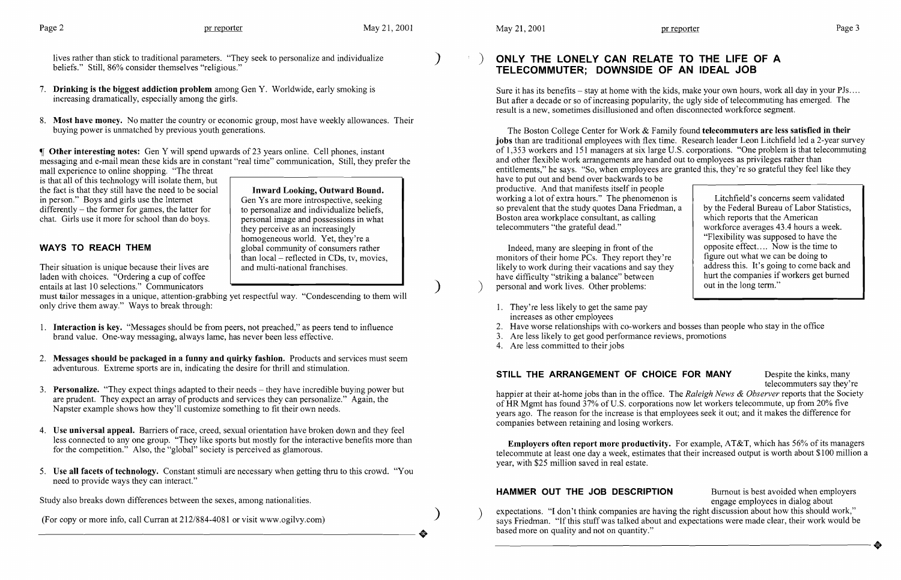lives rather than stick to traditional parameters. "They seek to personalize and individualize beliefs." Still, 86% consider themselves "religious."

7. **Drinking is the biggest addiction problem** among Gen Y. Worldwide, early smoking is increasing dramatically, especially among the girls.

8. **Most have money.** No matter the country or economic group, most have weekly allowances. Their buying power is unmatched by previous youth generations.

¶ **Other interesting notes:** Gen Y will spend upwards of 23 years online. Cell phones, instant messaging and e-mail mean these kids are in constant "real time" communication, Still, they prefer the mall experience to online shopping. "The threat is that all of this technology will isolate them, but the fact is that they still have the need to be social in person." Boys and girls use the Internet differently – the former for games, the latter for chat. Girls use it more for school than do boys.

> **Inward Looking, Outward Bound.** Gen Ys are more introspective, seeking to personalize and individualize beliefs, personal image and possessions in what they perceive as an increasingly homogeneous world. Yet, they're a global community of consumers rather than local – reflected in CDs, tv, movies, and multi-national franchises.

## WAYS TO REACH THEM

Their situation is unique because their lives are laden with choices. "Ordering a cup of coffee entails at last 10 selections." Communicators must tailor messages in a unique, attention-grabbing yet respectful way. "Condescending to them will only drive them away." Ways to break through:

1. **Interaction is key.** "Messages should be from peers, not preached," as peers tend to influence brand value. One-way messaging, always lame, has never been less effective.

2. **Messages should be packaged in a funny and quirky fashion.** Products and services must seem adventurous. Extreme sports are in, indicating the desire for thrill and stimulation.

3. **Personalize.** "They expect things adapted to their needs – they have incredible buying power but are prudent. They expect an array of products and services they can personalize." Again, the Napster example shows how they'll customize something to fit their own needs.

4. **Use universal appeal.** Barriers of race, creed, sexual orientation have broken down and they feel less connected to any one group. "They like sports but mostly for the interactive benefits more than for the competition." Also, the "global" society is perceived as glamorous.

5. **Use all facets of technology.** Constant stimuli are necessary when getting thru to this crowd. "You need to provide ways they can interact."

Study also breaks down differences between the sexes, among nationalities.

(For copy or more info, call Curran at 212/884-4081 or visit www.ogilvy.com)

# ONLY THE LONELY CAN RELATE TO THE LIFE OF A TELECOMMUTER; DOWNSIDE OF AN IDEAL JOB

Sure it has its benefits – stay at home with the kids, make your own hours, work all day in your PJs.... But after a decade or so of increasing popularity, the ugly side of telecommuting has emerged. The result is a new, sometimes disillusioned and often disconnected workforce segment.

The Boston College Center for Work & Family found **telecommuters are less satisfied in their jobs** than are traditional employees with flex time. Research leader Leon Litchfield led a 2-year survey of 1,353 workers and 151 managers at six large U.S. corporations. "One problem is that telecommuting and other flexible work arrangements are handed out to employees as privileges rather than entitlements," he says. "So, when employees are granted this, they're so grateful they feel like they have to put out and bend over backwards to be productive. And that manifests itself in people working a lot of extra hours." The phenomenon is so prevalent that the study quotes Dana Friedman, a Boston area workplace consultant, as calling telecommuters "the grateful dead."

> Litchfield's concerns seem validated by the Federal Bureau of Labor Statistics, which reports that the American workforce averages 43.4 hours a week. "Flexibility was supposed to have the opposite effect.... Now is the time to figure out what we can be doing to address this. It's going to come back and hurt the companies if workers get burned out in the long term."

Indeed, many are sleeping in front of the monitors of their home PCs. They report they're likely to work during their vacations and say they have difficulty "striking a balance" between personal and work lives. Other problems:

1. They're less likely to get the same pay increases as other employees
2. Have worse relationships with co-workers and bosses than people who stay in the office
3. Are less likely to get good performance reviews, promotions
4. Are less committed to their jobs

## STILL THE ARRANGEMENT OF CHOICE FOR MANY

Despite the kinks, many telecommuters say they're happier at their at-home jobs than in the office. The *Raleigh News & Observer* reports that the Society of HR Mgmt has found 37% of U.S. corporations now let workers telecommute, up from 20% five years ago. The reason for the increase is that employees seek it out; and it makes the difference for companies between retaining and losing workers.

**Employers often report more productivity.** For example, AT&T, which has 56% of its managers telecommute at least one day a week, estimates that their increased output is worth about $100 million a year, with $25 million saved in real estate.

## HAMMER OUT THE JOB DESCRIPTION

Burnout is best avoided when employers engage employees in dialog about expectations. "I don't think companies are having the right discussion about how this should work," says Friedman. "If this stuff was talked about and expectations were made clear, their work would be based more on quality and not on quantity."